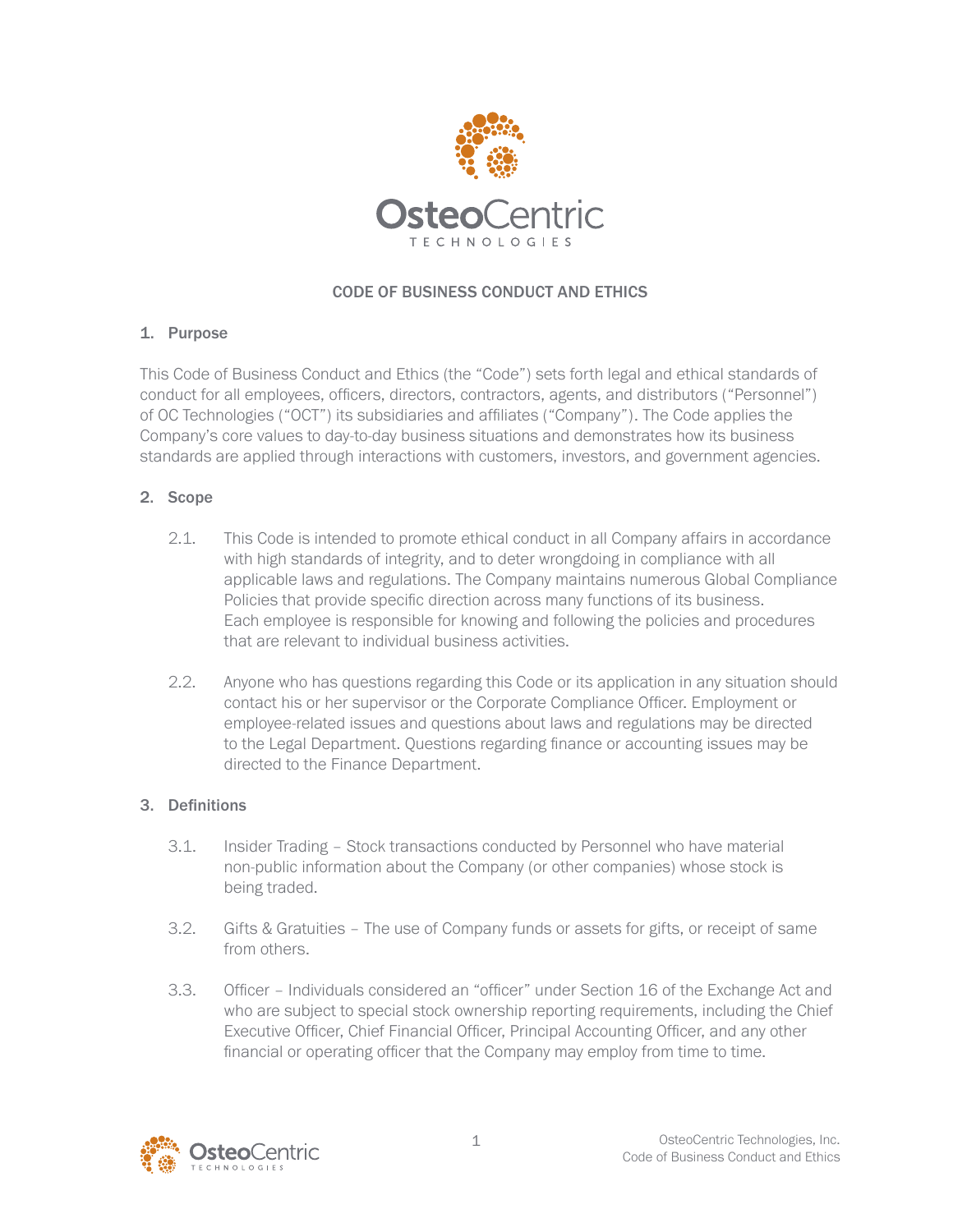# CODE OF BUSINESS CONDUCT AND ETHICS

## 1. Purpose

This Code of Business Conduct and Ethics (the "Code") sets forth legal and ethical standards of conduct for all employees, officers, directors, contractors, agents, and distributors ("Personnel") of OC Technologies ("OCT") its subsidiaries and affiliates ("Company"). The Code applies the Company's core values to day-to-day business situations and demonstrates how its business standards are applied through interactions with customers, investors, and government agencies.

## 2. Scope

2.1. This Code is intended to promote ethical conduct in all Company affairs in accordance with high standards of integrity, and to deter wrongdoing in compliance with all applicable laws and regulations. The Company maintains numerous Global Compliance Policies that provide specific direction across many functions of its business. Each employee is responsible for knowing and following the policies and procedures that are relevant to individual business activities.

2.2. Anyone who has questions regarding this Code or its application in any situation should contact his or her supervisor or the Corporate Compliance Officer. Employment or employee-related issues and questions about laws and regulations may be directed to the Legal Department. Questions regarding finance or accounting issues may be directed to the Finance Department.

## 3. Definitions

3.1. Insider Trading – Stock transactions conducted by Personnel who have material non-public information about the Company (or other companies) whose stock is being traded.

3.2. Gifts & Gratuities – The use of Company funds or assets for gifts, or receipt of same from others.

3.3. Officer – Individuals considered an "officer" under Section 16 of the Exchange Act and who are subject to special stock ownership reporting requirements, including the Chief Executive Officer, Chief Financial Officer, Principal Accounting Officer, and any other financial or operating officer that the Company may employ from time to time.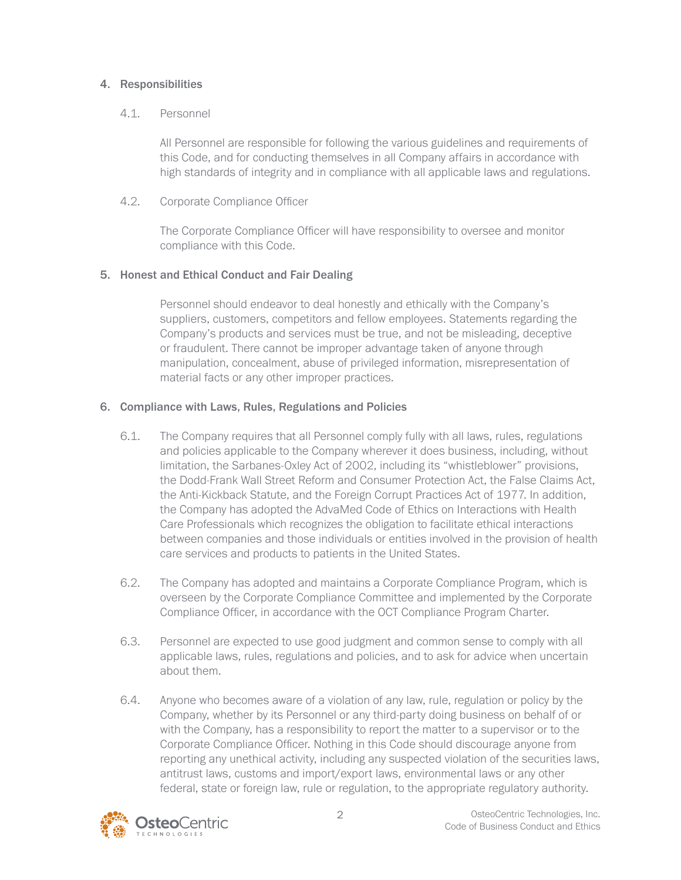## 4. Responsibilities

### 4.1. Personnel

All Personnel are responsible for following the various guidelines and requirements of this Code, and for conducting themselves in all Company affairs in accordance with high standards of integrity and in compliance with all applicable laws and regulations.

### 4.2. Corporate Compliance Officer

The Corporate Compliance Officer will have responsibility to oversee and monitor compliance with this Code.

## 5. Honest and Ethical Conduct and Fair Dealing

Personnel should endeavor to deal honestly and ethically with the Company's suppliers, customers, competitors and fellow employees. Statements regarding the Company's products and services must be true, and not be misleading, deceptive or fraudulent. There cannot be improper advantage taken of anyone through manipulation, concealment, abuse of privileged information, misrepresentation of material facts or any other improper practices.

## 6. Compliance with Laws, Rules, Regulations and Policies

6.1. The Company requires that all Personnel comply fully with all laws, rules, regulations and policies applicable to the Company wherever it does business, including, without limitation, the Sarbanes-Oxley Act of 2002, including its "whistleblower" provisions, the Dodd-Frank Wall Street Reform and Consumer Protection Act, the False Claims Act, the Anti-Kickback Statute, and the Foreign Corrupt Practices Act of 1977. In addition, the Company has adopted the AdvaMed Code of Ethics on Interactions with Health Care Professionals which recognizes the obligation to facilitate ethical interactions between companies and those individuals or entities involved in the provision of health care services and products to patients in the United States.

6.2. The Company has adopted and maintains a Corporate Compliance Program, which is overseen by the Corporate Compliance Committee and implemented by the Corporate Compliance Officer, in accordance with the OCT Compliance Program Charter.

6.3. Personnel are expected to use good judgment and common sense to comply with all applicable laws, rules, regulations and policies, and to ask for advice when uncertain about them.

6.4. Anyone who becomes aware of a violation of any law, rule, regulation or policy by the Company, whether by its Personnel or any third-party doing business on behalf of or with the Company, has a responsibility to report the matter to a supervisor or to the Corporate Compliance Officer. Nothing in this Code should discourage anyone from reporting any unethical activity, including any suspected violation of the securities laws, antitrust laws, customs and import/export laws, environmental laws or any other federal, state or foreign law, rule or regulation, to the appropriate regulatory authority.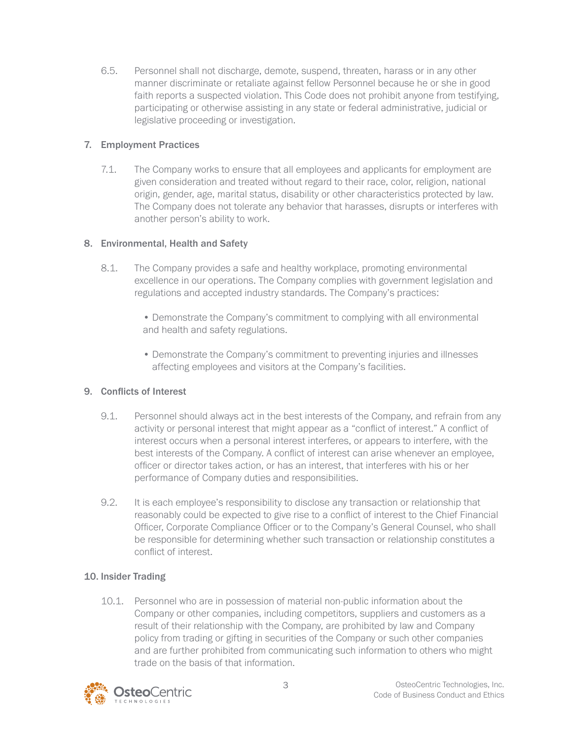6.5. Personnel shall not discharge, demote, suspend, threaten, harass or in any other manner discriminate or retaliate against fellow Personnel because he or she in good faith reports a suspected violation. This Code does not prohibit anyone from testifying, participating or otherwise assisting in any state or federal administrative, judicial or legislative proceeding or investigation.

## 7. Employment Practices

7.1. The Company works to ensure that all employees and applicants for employment are given consideration and treated without regard to their race, color, religion, national origin, gender, age, marital status, disability or other characteristics protected by law. The Company does not tolerate any behavior that harasses, disrupts or interferes with another person's ability to work.

## 8. Environmental, Health and Safety

8.1. The Company provides a safe and healthy workplace, promoting environmental excellence in our operations. The Company complies with government legislation and regulations and accepted industry standards. The Company's practices:

- Demonstrate the Company's commitment to complying with all environmental and health and safety regulations.
- Demonstrate the Company's commitment to preventing injuries and illnesses affecting employees and visitors at the Company's facilities.

## 9. Conflicts of Interest

9.1. Personnel should always act in the best interests of the Company, and refrain from any activity or personal interest that might appear as a "conflict of interest." A conflict of interest occurs when a personal interest interferes, or appears to interfere, with the best interests of the Company. A conflict of interest can arise whenever an employee, officer or director takes action, or has an interest, that interferes with his or her performance of Company duties and responsibilities.

9.2. It is each employee's responsibility to disclose any transaction or relationship that reasonably could be expected to give rise to a conflict of interest to the Chief Financial Officer, Corporate Compliance Officer or to the Company's General Counsel, who shall be responsible for determining whether such transaction or relationship constitutes a conflict of interest.

## 10. Insider Trading

10.1. Personnel who are in possession of material non-public information about the Company or other companies, including competitors, suppliers and customers as a result of their relationship with the Company, are prohibited by law and Company policy from trading or gifting in securities of the Company or such other companies and are further prohibited from communicating such information to others who might trade on the basis of that information.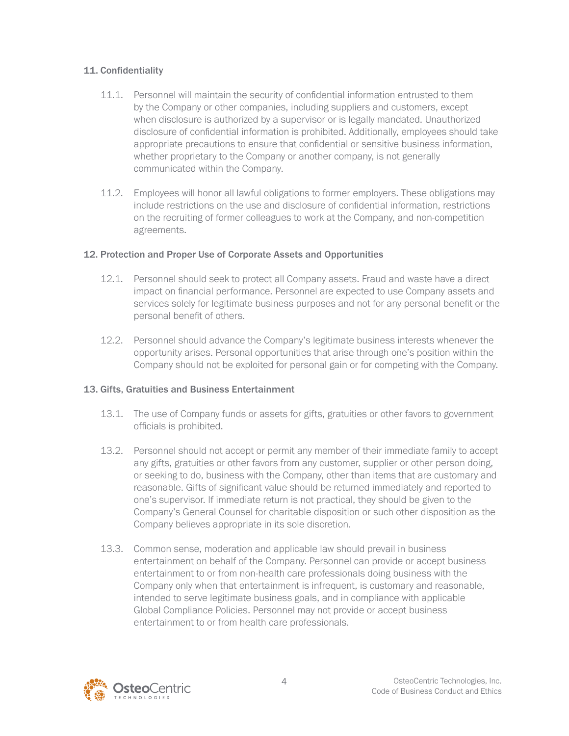## 11. Confidentiality

11.1. Personnel will maintain the security of confidential information entrusted to them by the Company or other companies, including suppliers and customers, except when disclosure is authorized by a supervisor or is legally mandated. Unauthorized disclosure of confidential information is prohibited. Additionally, employees should take appropriate precautions to ensure that confidential or sensitive business information, whether proprietary to the Company or another company, is not generally communicated within the Company.

11.2. Employees will honor all lawful obligations to former employers. These obligations may include restrictions on the use and disclosure of confidential information, restrictions on the recruiting of former colleagues to work at the Company, and non-competition agreements.

## 12. Protection and Proper Use of Corporate Assets and Opportunities

12.1. Personnel should seek to protect all Company assets. Fraud and waste have a direct impact on financial performance. Personnel are expected to use Company assets and services solely for legitimate business purposes and not for any personal benefit or the personal benefit of others.

12.2. Personnel should advance the Company's legitimate business interests whenever the opportunity arises. Personal opportunities that arise through one's position within the Company should not be exploited for personal gain or for competing with the Company.

## 13. Gifts, Gratuities and Business Entertainment

13.1. The use of Company funds or assets for gifts, gratuities or other favors to government officials is prohibited.

13.2. Personnel should not accept or permit any member of their immediate family to accept any gifts, gratuities or other favors from any customer, supplier or other person doing, or seeking to do, business with the Company, other than items that are customary and reasonable. Gifts of significant value should be returned immediately and reported to one's supervisor. If immediate return is not practical, they should be given to the Company's General Counsel for charitable disposition or such other disposition as the Company believes appropriate in its sole discretion.

13.3. Common sense, moderation and applicable law should prevail in business entertainment on behalf of the Company. Personnel can provide or accept business entertainment to or from non-health care professionals doing business with the Company only when that entertainment is infrequent, is customary and reasonable, intended to serve legitimate business goals, and in compliance with applicable Global Compliance Policies. Personnel may not provide or accept business entertainment to or from health care professionals.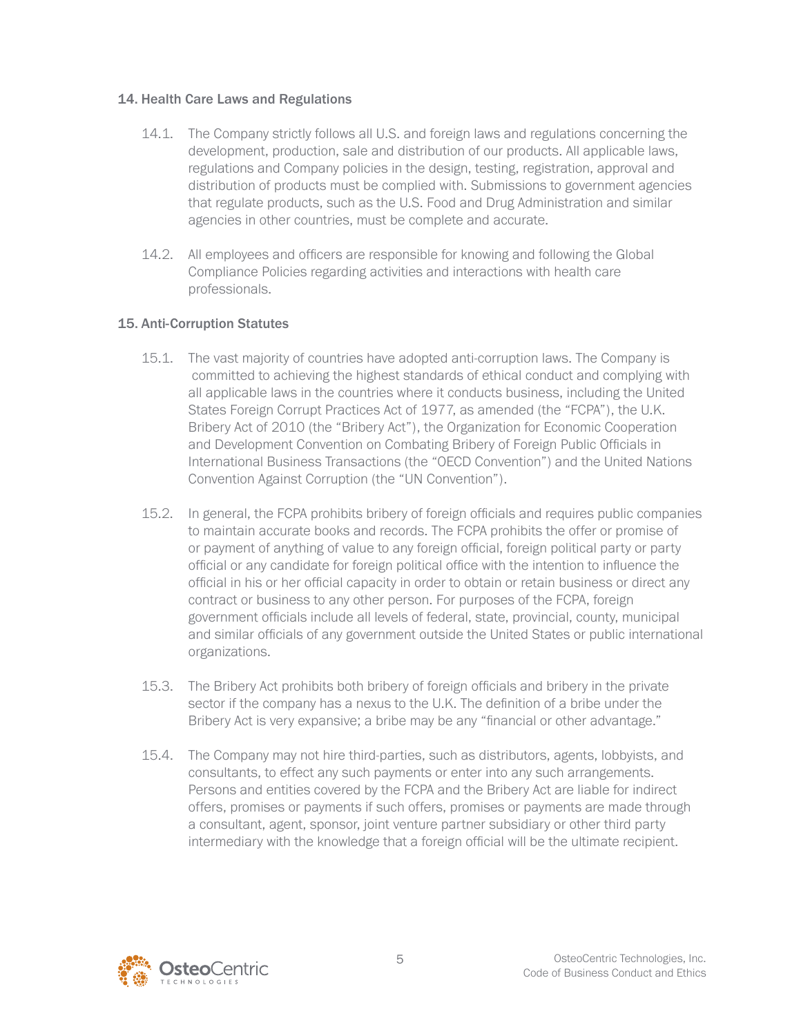## 14. Health Care Laws and Regulations

14.1. The Company strictly follows all U.S. and foreign laws and regulations concerning the development, production, sale and distribution of our products. All applicable laws, regulations and Company policies in the design, testing, registration, approval and distribution of products must be complied with. Submissions to government agencies that regulate products, such as the U.S. Food and Drug Administration and similar agencies in other countries, must be complete and accurate.

14.2. All employees and officers are responsible for knowing and following the Global Compliance Policies regarding activities and interactions with health care professionals.

## 15. Anti-Corruption Statutes

15.1. The vast majority of countries have adopted anti-corruption laws. The Company is committed to achieving the highest standards of ethical conduct and complying with all applicable laws in the countries where it conducts business, including the United States Foreign Corrupt Practices Act of 1977, as amended (the "FCPA"), the U.K. Bribery Act of 2010 (the "Bribery Act"), the Organization for Economic Cooperation and Development Convention on Combating Bribery of Foreign Public Officials in International Business Transactions (the "OECD Convention") and the United Nations Convention Against Corruption (the "UN Convention").

15.2. In general, the FCPA prohibits bribery of foreign officials and requires public companies to maintain accurate books and records. The FCPA prohibits the offer or promise of or payment of anything of value to any foreign official, foreign political party or party official or any candidate for foreign political office with the intention to influence the official in his or her official capacity in order to obtain or retain business or direct any contract or business to any other person. For purposes of the FCPA, foreign government officials include all levels of federal, state, provincial, county, municipal and similar officials of any government outside the United States or public international organizations.

15.3. The Bribery Act prohibits both bribery of foreign officials and bribery in the private sector if the company has a nexus to the U.K. The definition of a bribe under the Bribery Act is very expansive; a bribe may be any "financial or other advantage."

15.4. The Company may not hire third-parties, such as distributors, agents, lobbyists, and consultants, to effect any such payments or enter into any such arrangements. Persons and entities covered by the FCPA and the Bribery Act are liable for indirect offers, promises or payments if such offers, promises or payments are made through a consultant, agent, sponsor, joint venture partner subsidiary or other third party intermediary with the knowledge that a foreign official will be the ultimate recipient.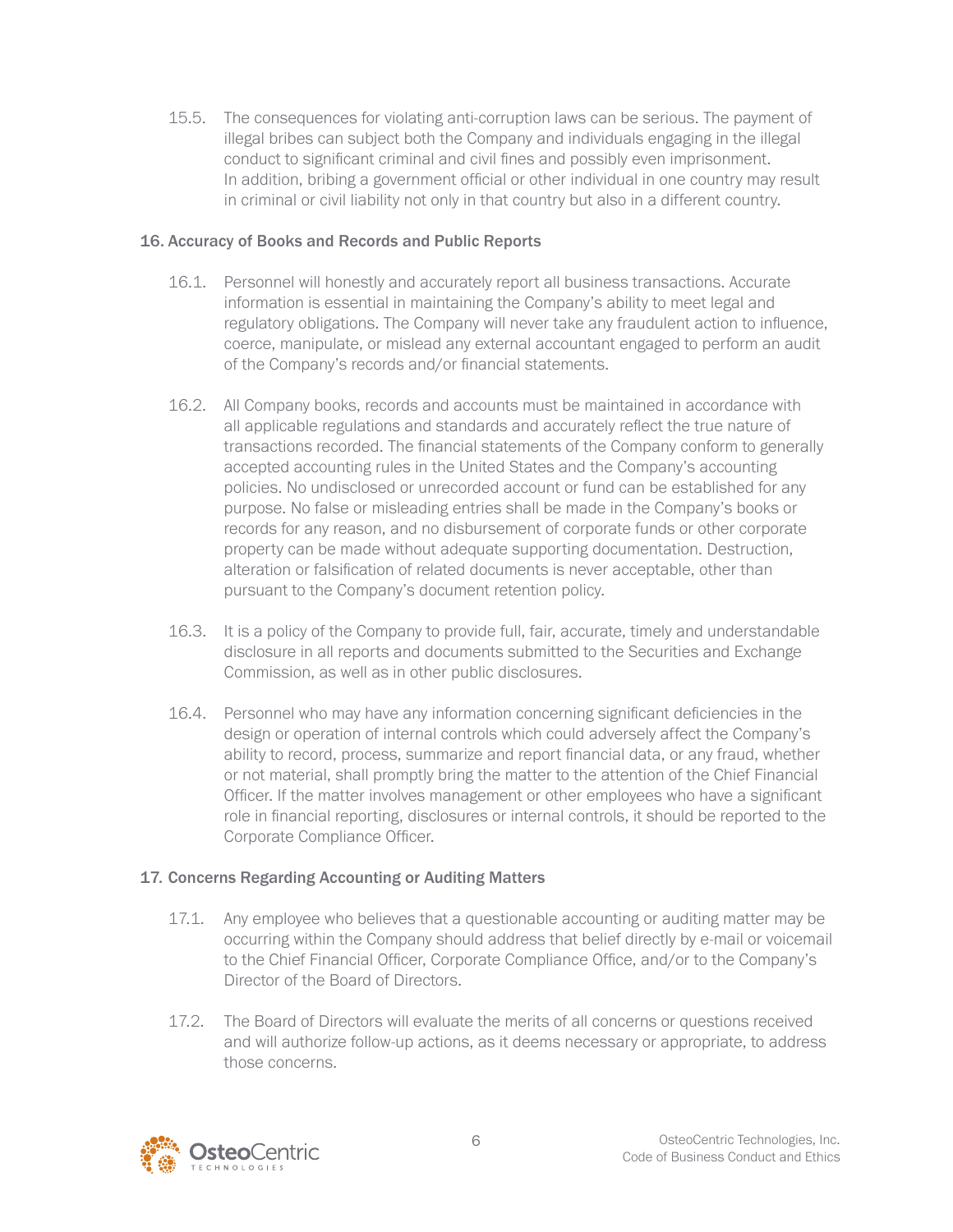15.5. The consequences for violating anti-corruption laws can be serious. The payment of illegal bribes can subject both the Company and individuals engaging in the illegal conduct to significant criminal and civil fines and possibly even imprisonment. In addition, bribing a government official or other individual in one country may result in criminal or civil liability not only in that country but also in a different country.

## 16. Accuracy of Books and Records and Public Reports

16.1. Personnel will honestly and accurately report all business transactions. Accurate information is essential in maintaining the Company's ability to meet legal and regulatory obligations. The Company will never take any fraudulent action to influence, coerce, manipulate, or mislead any external accountant engaged to perform an audit of the Company's records and/or financial statements.

16.2. All Company books, records and accounts must be maintained in accordance with all applicable regulations and standards and accurately reflect the true nature of transactions recorded. The financial statements of the Company conform to generally accepted accounting rules in the United States and the Company's accounting policies. No undisclosed or unrecorded account or fund can be established for any purpose. No false or misleading entries shall be made in the Company's books or records for any reason, and no disbursement of corporate funds or other corporate property can be made without adequate supporting documentation. Destruction, alteration or falsification of related documents is never acceptable, other than pursuant to the Company's document retention policy.

16.3. It is a policy of the Company to provide full, fair, accurate, timely and understandable disclosure in all reports and documents submitted to the Securities and Exchange Commission, as well as in other public disclosures.

16.4. Personnel who may have any information concerning significant deficiencies in the design or operation of internal controls which could adversely affect the Company's ability to record, process, summarize and report financial data, or any fraud, whether or not material, shall promptly bring the matter to the attention of the Chief Financial Officer. If the matter involves management or other employees who have a significant role in financial reporting, disclosures or internal controls, it should be reported to the Corporate Compliance Officer.

## 17. Concerns Regarding Accounting or Auditing Matters

17.1. Any employee who believes that a questionable accounting or auditing matter may be occurring within the Company should address that belief directly by e-mail or voicemail to the Chief Financial Officer, Corporate Compliance Office, and/or to the Company's Director of the Board of Directors.

17.2. The Board of Directors will evaluate the merits of all concerns or questions received and will authorize follow-up actions, as it deems necessary or appropriate, to address those concerns.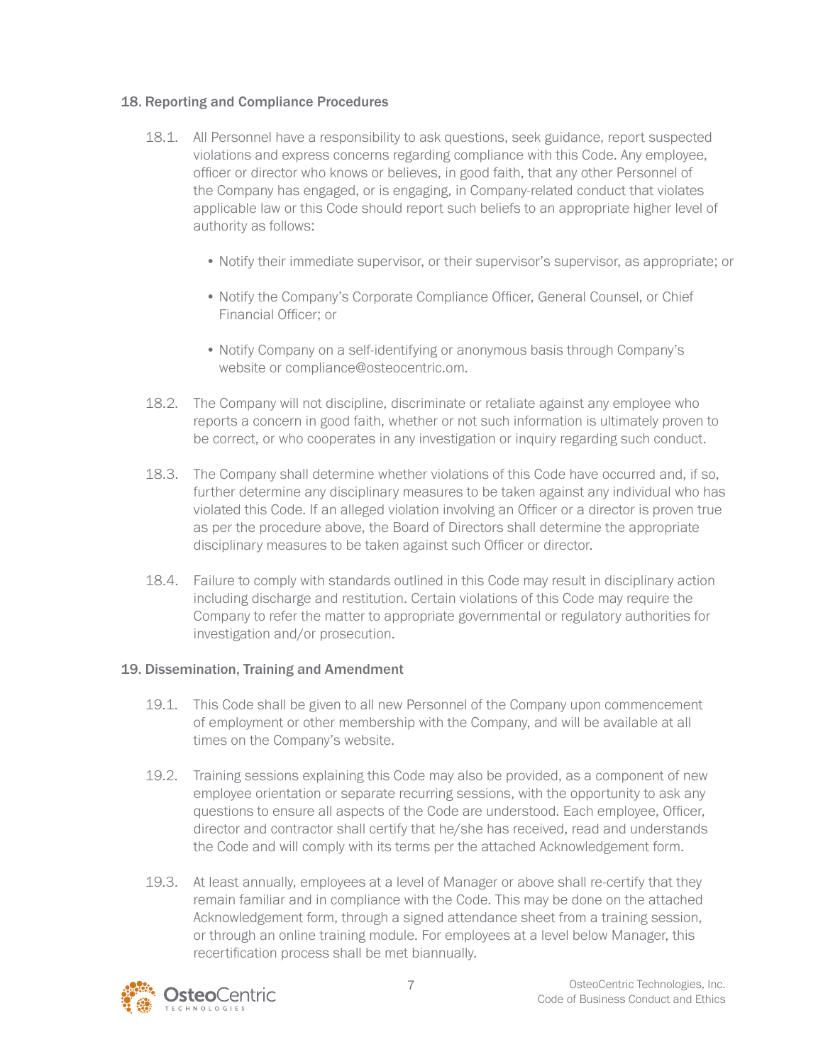## 18. Reporting and Compliance Procedures

18.1. All Personnel have a responsibility to ask questions, seek guidance, report suspected violations and express concerns regarding compliance with this Code. Any employee, officer or director who knows or believes, in good faith, that any other Personnel of the Company has engaged, or is engaging, in Company-related conduct that violates applicable law or this Code should report such beliefs to an appropriate higher level of authority as follows:

- Notify their immediate supervisor, or their supervisor's supervisor, as appropriate; or
- Notify the Company's Corporate Compliance Officer, General Counsel, or Chief Financial Officer; or
- Notify Company on a self-identifying or anonymous basis through Company's website or compliance@osteocentric.om.

18.2. The Company will not discipline, discriminate or retaliate against any employee who reports a concern in good faith, whether or not such information is ultimately proven to be correct, or who cooperates in any investigation or inquiry regarding such conduct.

18.3. The Company shall determine whether violations of this Code have occurred and, if so, further determine any disciplinary measures to be taken against any individual who has violated this Code. If an alleged violation involving an Officer or a director is proven true as per the procedure above, the Board of Directors shall determine the appropriate disciplinary measures to be taken against such Officer or director.

18.4. Failure to comply with standards outlined in this Code may result in disciplinary action including discharge and restitution. Certain violations of this Code may require the Company to refer the matter to appropriate governmental or regulatory authorities for investigation and/or prosecution.

## 19. Dissemination, Training and Amendment

19.1. This Code shall be given to all new Personnel of the Company upon commencement of employment or other membership with the Company, and will be available at all times on the Company's website.

19.2. Training sessions explaining this Code may also be provided, as a component of new employee orientation or separate recurring sessions, with the opportunity to ask any questions to ensure all aspects of the Code are understood. Each employee, Officer, director and contractor shall certify that he/she has received, read and understands the Code and will comply with its terms per the attached Acknowledgement form.

19.3. At least annually, employees at a level of Manager or above shall re-certify that they remain familiar and in compliance with the Code. This may be done on the attached Acknowledgement form, through a signed attendance sheet from a training session, or through an online training module. For employees at a level below Manager, this recertification process shall be met biannually.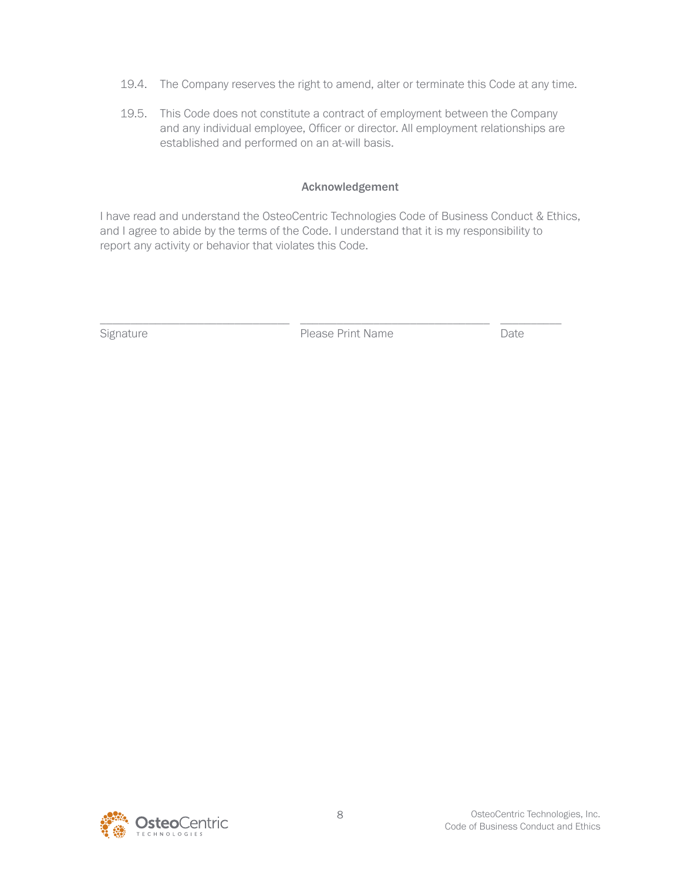19.4. The Company reserves the right to amend, alter or terminate this Code at any time.

19.5. This Code does not constitute a contract of employment between the Company and any individual employee, Officer or director. All employment relationships are established and performed on an at-will basis.

### Acknowledgement

I have read and understand the OsteoCentric Technologies Code of Business Conduct & Ethics, and I agree to abide by the terms of the Code. I understand that it is my responsibility to report any activity or behavior that violates this Code.

| | | |
|---|---|---|
| ________________________________ | ________________________________ | __________ |
| Signature | Please Print Name | Date |